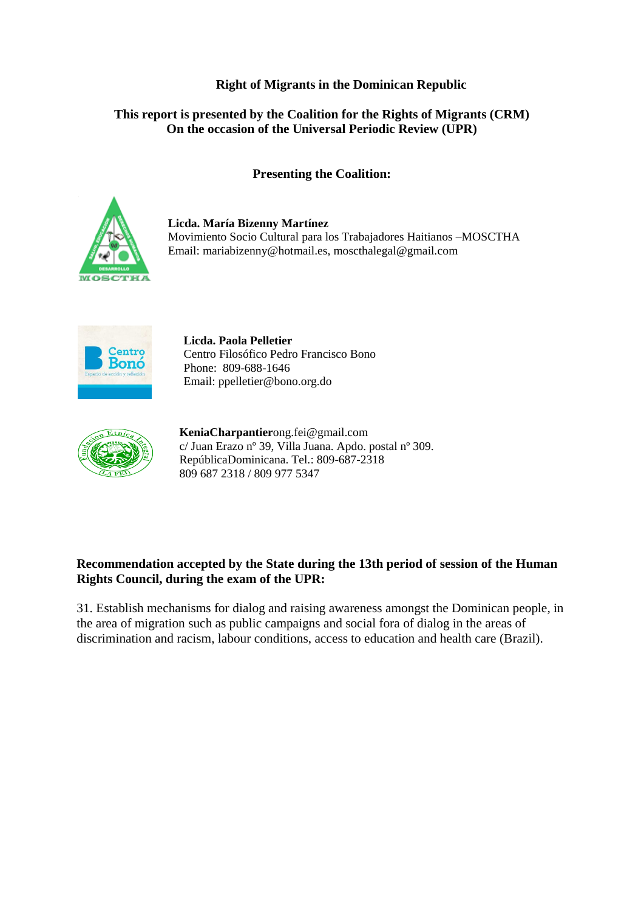**Right of Migrants in the Dominican Republic**

**This report is presented by the Coalition for the Rights of Migrants (CRM)**
**On the occasion of the Universal Periodic Review (UPR)**

**Presenting the Coalition:**

**Licda. María Bizenny Martínez**
Movimiento Socio Cultural para los Trabajadores Haitianos –MOSCTHA
Email: mariabizenny@hotmail.es, moscthalegal@gmail.com

**Licda. Paola Pelletier**
Centro Filosófico Pedro Francisco Bono
Phone: 809-688-1646
Email: ppelletier@bono.org.do

**KeniaCharpantier**ong.fei@gmail.com
c/ Juan Erazo nº 39, Villa Juana. Apdo. postal nº 309.
RepúblicaDominicana. Tel.: 809-687-2318
809 687 2318 / 809 977 5347

**Recommendation accepted by the State during the 13th period of session of the Human Rights Council, during the exam of the UPR:**

31. Establish mechanisms for dialog and raising awareness amongst the Dominican people, in the area of migration such as public campaigns and social fora of dialog in the areas of discrimination and racism, labour conditions, access to education and health care (Brazil).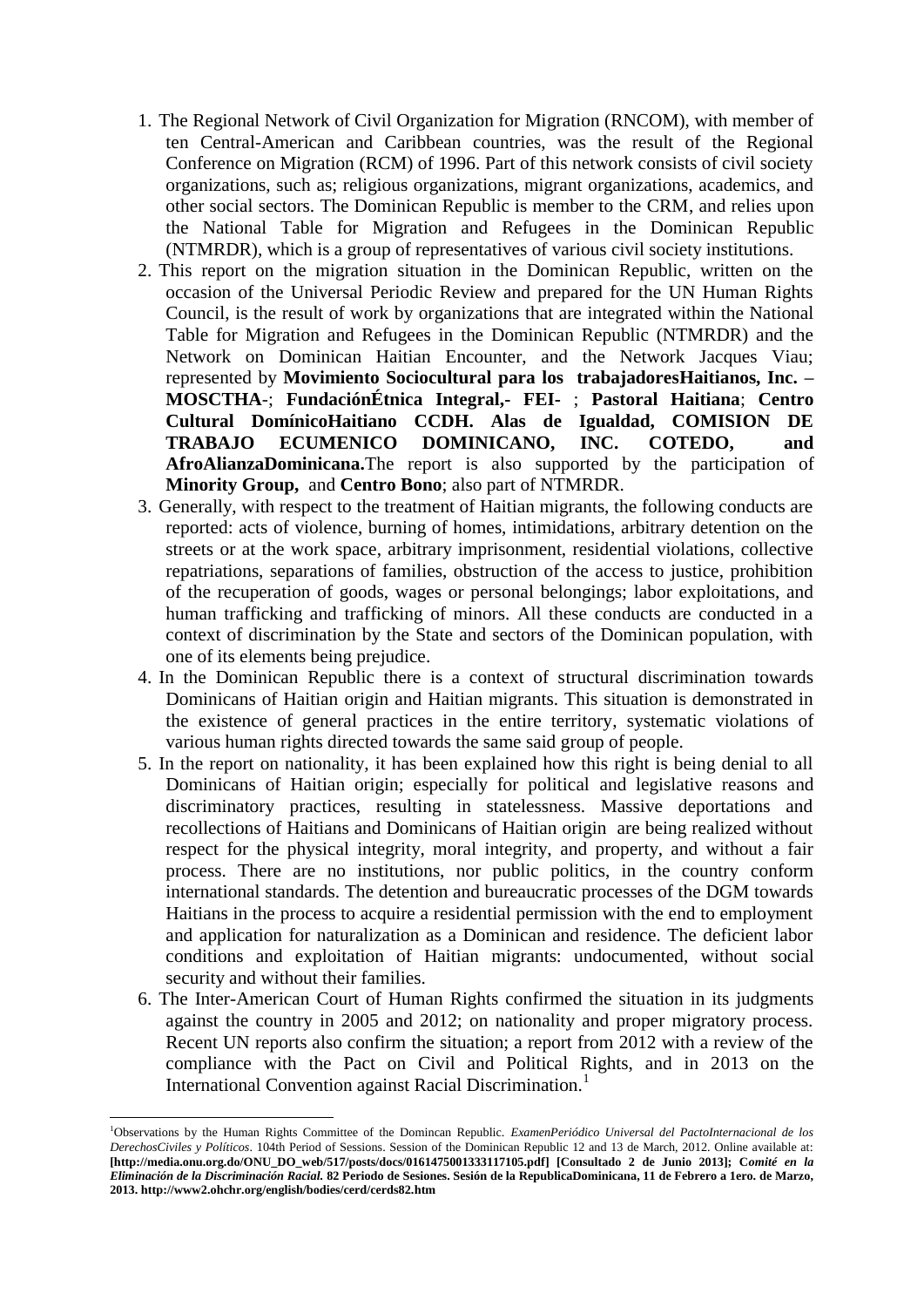1. The Regional Network of Civil Organization for Migration (RNCOM), with member of ten Central-American and Caribbean countries, was the result of the Regional Conference on Migration (RCM) of 1996. Part of this network consists of civil society organizations, such as; religious organizations, migrant organizations, academics, and other social sectors. The Dominican Republic is member to the CRM, and relies upon the National Table for Migration and Refugees in the Dominican Republic (NTMRDR), which is a group of representatives of various civil society institutions.
2. This report on the migration situation in the Dominican Republic, written on the occasion of the Universal Periodic Review and prepared for the UN Human Rights Council, is the result of work by organizations that are integrated within the National Table for Migration and Refugees in the Dominican Republic (NTMRDR) and the Network on Dominican Haitian Encounter, and the Network Jacques Viau; represented by **Movimiento Sociocultural para los trabajadoresHaitianos, Inc. –MOSCTHA-**; **FundaciónÉtnica Integral,- FEI-** ; **Pastoral Haitiana**; **Centro Cultural DomínicoHaitiano CCDH. Alas de Igualdad, COMISION DE TRABAJO ECUMENICO DOMINICANO, INC. COTEDO, and AfroAlianzaDominicana.**The report is also supported by the participation of **Minority Group,** and **Centro Bono**; also part of NTMRDR.
3. Generally, with respect to the treatment of Haitian migrants, the following conducts are reported: acts of violence, burning of homes, intimidations, arbitrary detention on the streets or at the work space, arbitrary imprisonment, residential violations, collective repatriations, separations of families, obstruction of the access to justice, prohibition of the recuperation of goods, wages or personal belongings; labor exploitations, and human trafficking and trafficking of minors. All these conducts are conducted in a context of discrimination by the State and sectors of the Dominican population, with one of its elements being prejudice.
4. In the Dominican Republic there is a context of structural discrimination towards Dominicans of Haitian origin and Haitian migrants. This situation is demonstrated in the existence of general practices in the entire territory, systematic violations of various human rights directed towards the same said group of people.
5. In the report on nationality, it has been explained how this right is being denial to all Dominicans of Haitian origin; especially for political and legislative reasons and discriminatory practices, resulting in statelessness. Massive deportations and recollections of Haitians and Dominicans of Haitian origin are being realized without respect for the physical integrity, moral integrity, and property, and without a fair process. There are no institutions, nor public politics, in the country conform international standards. The detention and bureaucratic processes of the DGM towards Haitians in the process to acquire a residential permission with the end to employment and application for naturalization as a Dominican and residence. The deficient labor conditions and exploitation of Haitian migrants: undocumented, without social security and without their families.
6. The Inter-American Court of Human Rights confirmed the situation in its judgments against the country in 2005 and 2012; on nationality and proper migratory process. Recent UN reports also confirm the situation; a report from 2012 with a review of the compliance with the Pact on Civil and Political Rights, and in 2013 on the International Convention against Racial Discrimination.[1]

---

[1]Observations by the Human Rights Committee of the Domincan Republic. *ExamenPeriódico Universal del PactoInternacional de los DerechosCiviles y Políticos*. 104th Period of Sessions. Session of the Dominican Republic 12 and 13 de March, 2012. Online available at: **[http://media.onu.org.do/ONU_DO_web/517/posts/docs/0161475001333117105.pdf] [Consultado 2 de Junio 2013]; C*omité en la Eliminación de la Discriminación Racial.* 82 Periodo de Sesiones. Sesión de la RepublicaDominicana, 11 de Febrero a 1ero. de Marzo, 2013. http://www2.ohchr.org/english/bodies/cerd/cerds82.htm**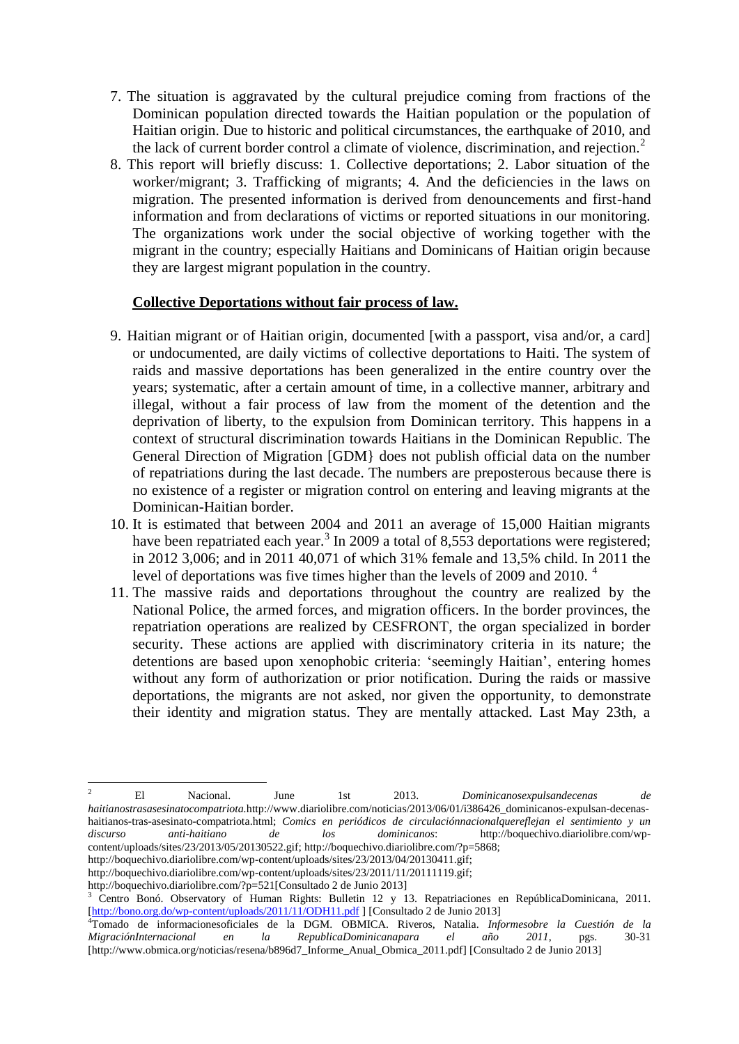7. The situation is aggravated by the cultural prejudice coming from fractions of the Dominican population directed towards the Haitian population or the population of Haitian origin. Due to historic and political circumstances, the earthquake of 2010, and the lack of current border control a climate of violence, discrimination, and rejection.[2]

8. This report will briefly discuss: 1. Collective deportations; 2. Labor situation of the worker/migrant; 3. Trafficking of migrants; 4. And the deficiencies in the laws on migration. The presented information is derived from denouncements and first-hand information and from declarations of victims or reported situations in our monitoring. The organizations work under the social objective of working together with the migrant in the country; especially Haitians and Dominicans of Haitian origin because they are largest migrant population in the country.

**Collective Deportations without fair process of law.**

9. Haitian migrant or of Haitian origin, documented [with a passport, visa and/or, a card] or undocumented, are daily victims of collective deportations to Haiti. The system of raids and massive deportations has been generalized in the entire country over the years; systematic, after a certain amount of time, in a collective manner, arbitrary and illegal, without a fair process of law from the moment of the detention and the deprivation of liberty, to the expulsion from Dominican territory. This happens in a context of structural discrimination towards Haitians in the Dominican Republic. The General Direction of Migration [GDM} does not publish official data on the number of repatriations during the last decade. The numbers are preposterous because there is no existence of a register or migration control on entering and leaving migrants at the Dominican-Haitian border.

10. It is estimated that between 2004 and 2011 an average of 15,000 Haitian migrants have been repatriated each year.[3] In 2009 a total of 8,553 deportations were registered; in 2012 3,006; and in 2011 40,071 of which 31% female and 13,5% child. In 2011 the level of deportations was five times higher than the levels of 2009 and 2010. [4]

11. The massive raids and deportations throughout the country are realized by the National Police, the armed forces, and migration officers. In the border provinces, the repatriation operations are realized by CESFRONT, the organ specialized in border security. These actions are applied with discriminatory criteria in its nature; the detentions are based upon xenophobic criteria: 'seemingly Haitian', entering homes without any form of authorization or prior notification. During the raids or massive deportations, the migrants are not asked, nor given the opportunity, to demonstrate their identity and migration status. They are mentally attacked. Last May 23th, a

---

[2] El Nacional. June 1st 2013. *Dominicanosexpulsandecenas de haitianostrasasesinatocompatriota.* http://www.diariolibre.com/noticias/2013/06/01/i386426_dominicanos-expulsan-decenas-haitianos-tras-asesinato-compatriota.html; *Comics en periódicos de circulaciónnacionalquereflejan el sentimiento y un discurso anti-haitiano de los dominicanos*: http://boquechivo.diariolibre.com/wp-content/uploads/sites/23/2013/05/20130522.gif; http://boquechivo.diariolibre.com/?p=5868; http://boquechivo.diariolibre.com/wp-content/uploads/sites/23/2013/04/20130411.gif; http://boquechivo.diariolibre.com/wp-content/uploads/sites/23/2011/11/20111119.gif; http://boquechivo.diariolibre.com/?p=521[Consultado 2 de Junio 2013]

[3] Centro Bonó. Observatory of Human Rights: Bulletin 12 y 13. Repatriaciones en RepúblicaDominicana, 2011. [http://bono.org.do/wp-content/uploads/2011/11/ODH11.pdf ] [Consultado 2 de Junio 2013]

[4] Tomado de informacionesoficiales de la DGM. OBMICA. Riveros, Natalia. *Informesobre la Cuestión de la MigraciónInternacional en la RepublicaDominicanapara el año 2011*, pgs. 30-31 [http://www.obmica.org/noticias/resena/b896d7_Informe_Anual_Obmica_2011.pdf] [Consultado 2 de Junio 2013]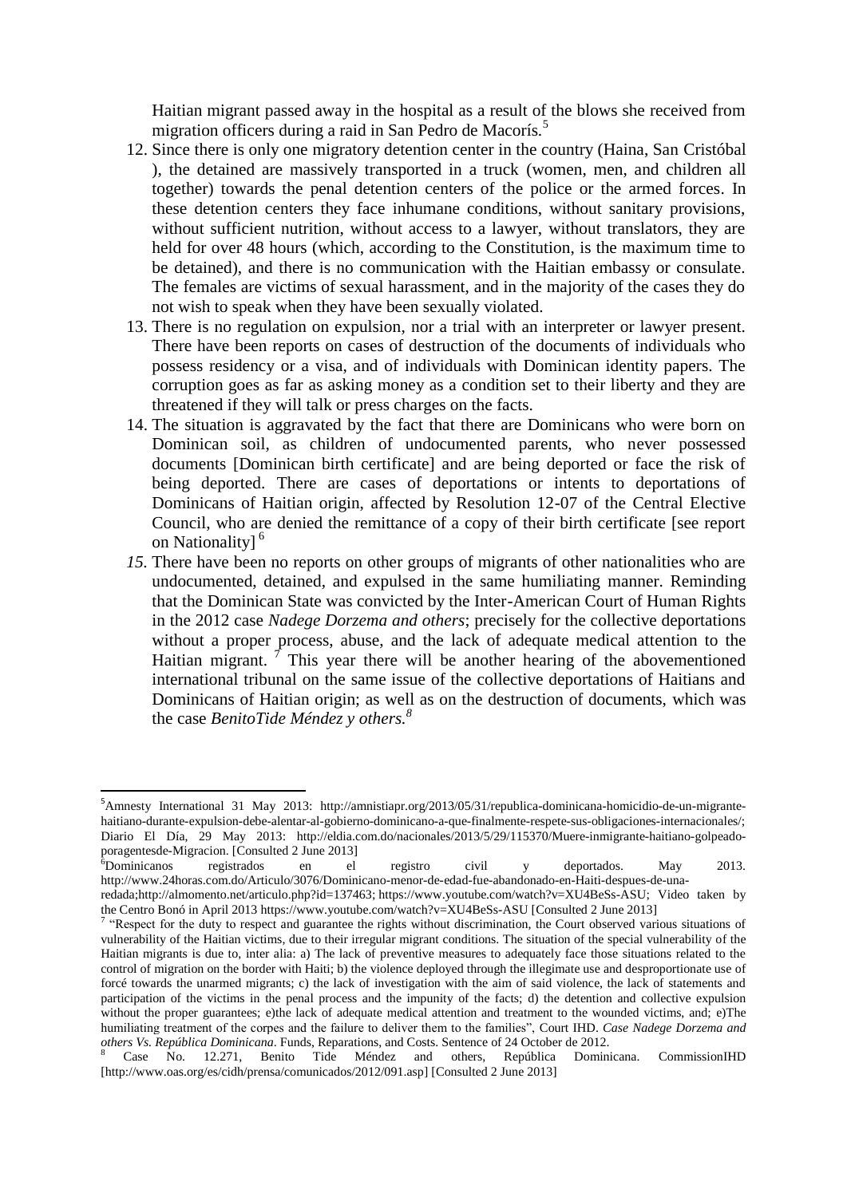Haitian migrant passed away in the hospital as a result of the blows she received from migration officers during a raid in San Pedro de Macorís.[5]

12. Since there is only one migratory detention center in the country (Haina, San Cristóbal ), the detained are massively transported in a truck (women, men, and children all together) towards the penal detention centers of the police or the armed forces. In these detention centers they face inhumane conditions, without sanitary provisions, without sufficient nutrition, without access to a lawyer, without translators, they are held for over 48 hours (which, according to the Constitution, is the maximum time to be detained), and there is no communication with the Haitian embassy or consulate. The females are victims of sexual harassment, and in the majority of the cases they do not wish to speak when they have been sexually violated.
13. There is no regulation on expulsion, nor a trial with an interpreter or lawyer present. There have been reports on cases of destruction of the documents of individuals who possess residency or a visa, and of individuals with Dominican identity papers. The corruption goes as far as asking money as a condition set to their liberty and they are threatened if they will talk or press charges on the facts.
14. The situation is aggravated by the fact that there are Dominicans who were born on Dominican soil, as children of undocumented parents, who never possessed documents [Dominican birth certificate] and are being deported or face the risk of being deported. There are cases of deportations or intents to deportations of Dominicans of Haitian origin, affected by Resolution 12-07 of the Central Elective Council, who are denied the remittance of a copy of their birth certificate [see report on Nationality] [6]
15. There have been no reports on other groups of migrants of other nationalities who are undocumented, detained, and expulsed in the same humiliating manner. Reminding that the Dominican State was convicted by the Inter-American Court of Human Rights in the 2012 case *Nadege Dorzema and others*; precisely for the collective deportations without a proper process, abuse, and the lack of adequate medical attention to the Haitian migrant. [7] This year there will be another hearing of the abovementioned international tribunal on the same issue of the collective deportations of Haitians and Dominicans of Haitian origin; as well as on the destruction of documents, which was the case *BenitoTide Méndez y others.*[8]

---

[5] Amnesty International 31 May 2013: http://amnistiapr.org/2013/05/31/republica-dominicana-homicidio-de-un-migrante-haitiano-durante-expulsion-debe-alentar-al-gobierno-dominicano-a-que-finalmente-respete-sus-obligaciones-internacionales/; Diario El Día, 29 May 2013: http://eldia.com.do/nacionales/2013/5/29/115370/Muere-inmigrante-haitiano-golpeado-poragentesde-Migracion. [Consulted 2 June 2013]

[6] Dominicanos registrados en el registro civil y deportados. May 2013. http://www.24horas.com.do/Articulo/3076/Dominicano-menor-de-edad-fue-abandonado-en-Haiti-despues-de-una-redada;http://almomento.net/articulo.php?id=137463; https://www.youtube.com/watch?v=XU4BeSs-ASU; Video taken by the Centro Bonó in April 2013 https://www.youtube.com/watch?v=XU4BeSs-ASU [Consulted 2 June 2013]

[7] "Respect for the duty to respect and guarantee the rights without discrimination, the Court observed various situations of vulnerability of the Haitian victims, due to their irregular migrant conditions. The situation of the special vulnerability of the Haitian migrants is due to, inter alia: a) The lack of preventive measures to adequately face those situations related to the control of migration on the border with Haiti; b) the violence deployed through the illegimate use and desproportionate use of forcé towards the unarmed migrants; c) the lack of investigation with the aim of said violence, the lack of statements and participation of the victims in the penal process and the impunity of the facts; d) the detention and collective expulsion without the proper guarantees; e)the lack of adequate medical attention and treatment to the wounded victims, and; e)The humiliating treatment of the corpes and the failure to deliver them to the families", Court IHD. *Case Nadege Dorzema and others Vs. República Dominicana*. Funds, Reparations, and Costs. Sentence of 24 October de 2012.

[8] Case No. 12.271, Benito Tide Méndez and others, República Dominicana. CommissionIHD [http://www.oas.org/es/cidh/prensa/comunicados/2012/091.asp] [Consulted 2 June 2013]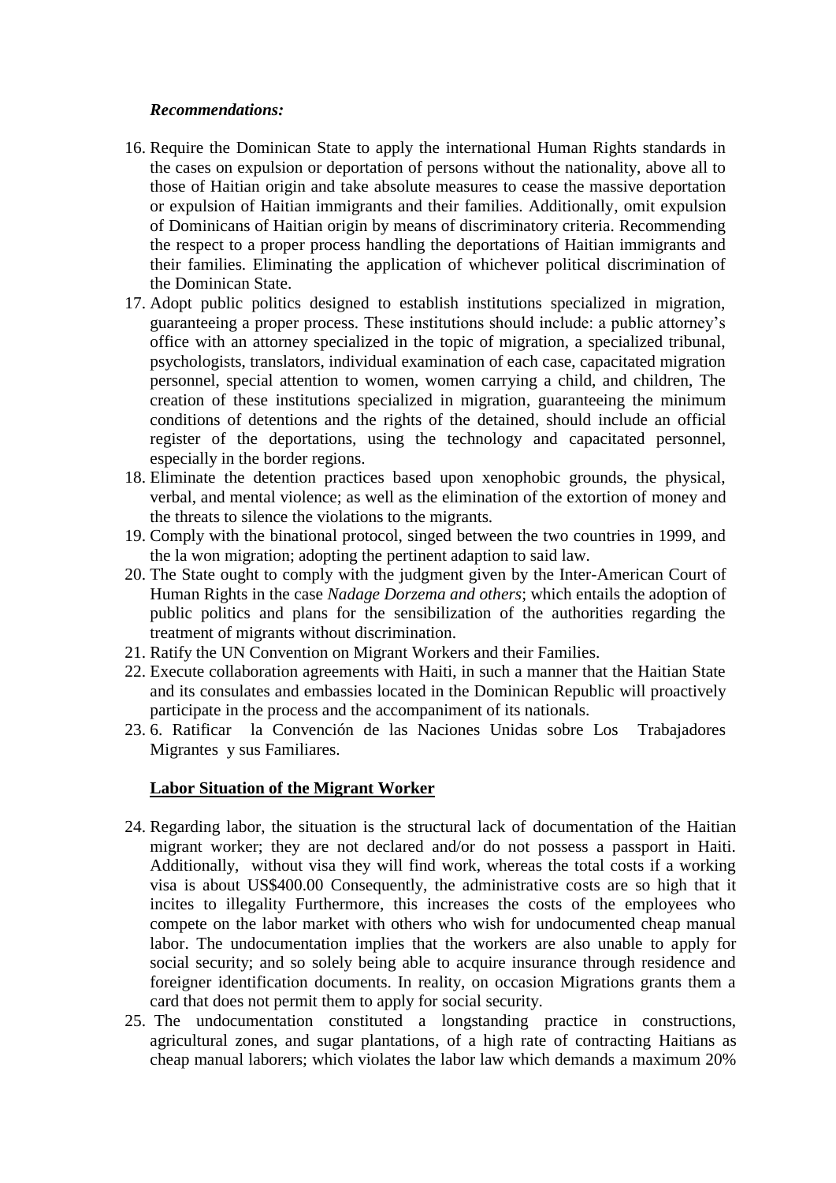*Recommendations:*

16. Require the Dominican State to apply the international Human Rights standards in the cases on expulsion or deportation of persons without the nationality, above all to those of Haitian origin and take absolute measures to cease the massive deportation or expulsion of Haitian immigrants and their families. Additionally, omit expulsion of Dominicans of Haitian origin by means of discriminatory criteria. Recommending the respect to a proper process handling the deportations of Haitian immigrants and their families. Eliminating the application of whichever political discrimination of the Dominican State.
17. Adopt public politics designed to establish institutions specialized in migration, guaranteeing a proper process. These institutions should include: a public attorney's office with an attorney specialized in the topic of migration, a specialized tribunal, psychologists, translators, individual examination of each case, capacitated migration personnel, special attention to women, women carrying a child, and children, The creation of these institutions specialized in migration, guaranteeing the minimum conditions of detentions and the rights of the detained, should include an official register of the deportations, using the technology and capacitated personnel, especially in the border regions.
18. Eliminate the detention practices based upon xenophobic grounds, the physical, verbal, and mental violence; as well as the elimination of the extortion of money and the threats to silence the violations to the migrants.
19. Comply with the binational protocol, singed between the two countries in 1999, and the la won migration; adopting the pertinent adaption to said law.
20. The State ought to comply with the judgment given by the Inter-American Court of Human Rights in the case *Nadage Dorzema and others*; which entails the adoption of public politics and plans for the sensibilization of the authorities regarding the treatment of migrants without discrimination.
21. Ratify the UN Convention on Migrant Workers and their Families.
22. Execute collaboration agreements with Haiti, in such a manner that the Haitian State and its consulates and embassies located in the Dominican Republic will proactively participate in the process and the accompaniment of its nationals.
23. 6. Ratificar la Convención de las Naciones Unidas sobre Los Trabajadores Migrantes y sus Familiares.

**Labor Situation of the Migrant Worker**

24. Regarding labor, the situation is the structural lack of documentation of the Haitian migrant worker; they are not declared and/or do not possess a passport in Haiti. Additionally, without visa they will find work, whereas the total costs if a working visa is about US$400.00 Consequently, the administrative costs are so high that it incites to illegality Furthermore, this increases the costs of the employees who compete on the labor market with others who wish for undocumented cheap manual labor. The undocumentation implies that the workers are also unable to apply for social security; and so solely being able to acquire insurance through residence and foreigner identification documents. In reality, on occasion Migrations grants them a card that does not permit them to apply for social security.
25. The undocumentation constituted a longstanding practice in constructions, agricultural zones, and sugar plantations, of a high rate of contracting Haitians as cheap manual laborers; which violates the labor law which demands a maximum 20%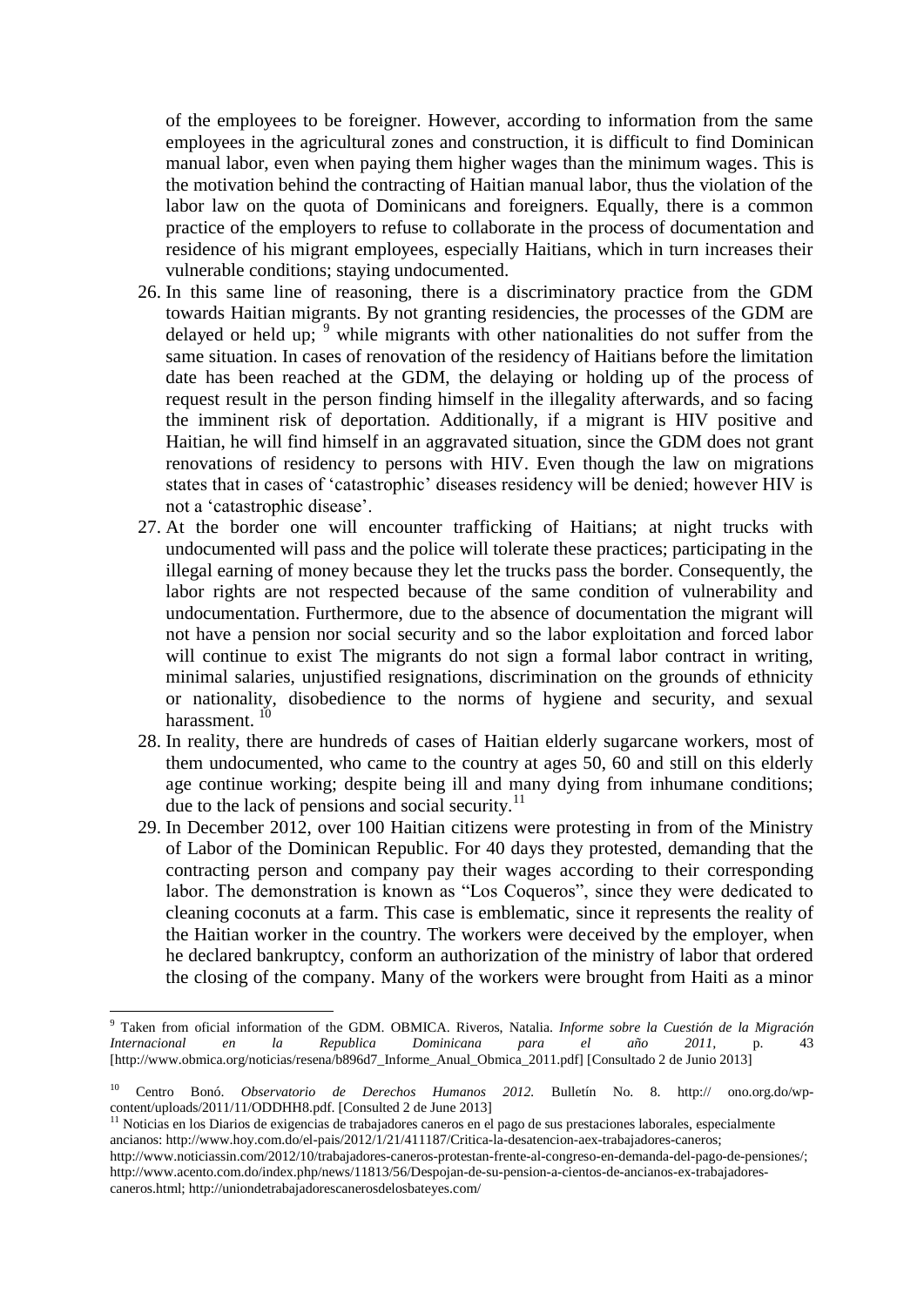of the employees to be foreigner. However, according to information from the same employees in the agricultural zones and construction, it is difficult to find Dominican manual labor, even when paying them higher wages than the minimum wages. This is the motivation behind the contracting of Haitian manual labor, thus the violation of the labor law on the quota of Dominicans and foreigners. Equally, there is a common practice of the employers to refuse to collaborate in the process of documentation and residence of his migrant employees, especially Haitians, which in turn increases their vulnerable conditions; staying undocumented.

26. In this same line of reasoning, there is a discriminatory practice from the GDM towards Haitian migrants. By not granting residencies, the processes of the GDM are delayed or held up; [9] while migrants with other nationalities do not suffer from the same situation. In cases of renovation of the residency of Haitians before the limitation date has been reached at the GDM, the delaying or holding up of the process of request result in the person finding himself in the illegality afterwards, and so facing the imminent risk of deportation. Additionally, if a migrant is HIV positive and Haitian, he will find himself in an aggravated situation, since the GDM does not grant renovations of residency to persons with HIV. Even though the law on migrations states that in cases of 'catastrophic' diseases residency will be denied; however HIV is not a 'catastrophic disease'.
27. At the border one will encounter trafficking of Haitians; at night trucks with undocumented will pass and the police will tolerate these practices; participating in the illegal earning of money because they let the trucks pass the border. Consequently, the labor rights are not respected because of the same condition of vulnerability and undocumentation. Furthermore, due to the absence of documentation the migrant will not have a pension nor social security and so the labor exploitation and forced labor will continue to exist The migrants do not sign a formal labor contract in writing, minimal salaries, unjustified resignations, discrimination on the grounds of ethnicity or nationality, disobedience to the norms of hygiene and security, and sexual harassment. [10]
28. In reality, there are hundreds of cases of Haitian elderly sugarcane workers, most of them undocumented, who came to the country at ages 50, 60 and still on this elderly age continue working; despite being ill and many dying from inhumane conditions; due to the lack of pensions and social security.[11]
29. In December 2012, over 100 Haitian citizens were protesting in from of the Ministry of Labor of the Dominican Republic. For 40 days they protested, demanding that the contracting person and company pay their wages according to their corresponding labor. The demonstration is known as "Los Coqueros", since they were dedicated to cleaning coconuts at a farm. This case is emblematic, since it represents the reality of the Haitian worker in the country. The workers were deceived by the employer, when he declared bankruptcy, conform an authorization of the ministry of labor that ordered the closing of the company. Many of the workers were brought from Haiti as a minor

---

[9] Taken from oficial information of the GDM. OBMICA. Riveros, Natalia. *Informe sobre la Cuestión de la Migración Internacional en la Republica Dominicana para el año 2011*, p. 43 [http://www.obmica.org/noticias/resena/b896d7_Informe_Anual_Obmica_2011.pdf] [Consultado 2 de Junio 2013]

[10] Centro Bonó. *Observatorio de Derechos Humanos 2012.* Bulletín No. 8. http:// ono.org.do/wp-content/uploads/2011/11/ODDHH8.pdf. [Consulted 2 de June 2013]

[11] Noticias en los Diarios de exigencias de trabajadores caneros en el pago de sus prestaciones laborales, especialmente ancianos: http://www.hoy.com.do/el-pais/2012/1/21/411187/Critica-la-desatencion-aex-trabajadores-caneros; http://www.noticiassin.com/2012/10/trabajadores-caneros-protestan-frente-al-congreso-en-demanda-del-pago-de-pensiones/; http://www.acento.com.do/index.php/news/11813/56/Despojan-de-su-pension-a-cientos-de-ancianos-ex-trabajadores-caneros.html; http://uniondetrabajadorescanerosdelosbateyes.com/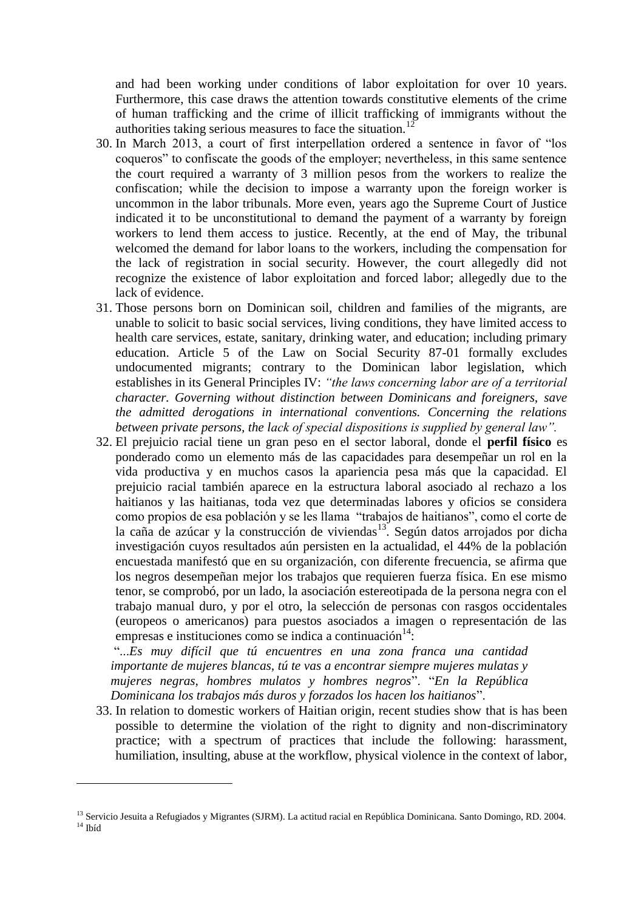and had been working under conditions of labor exploitation for over 10 years. Furthermore, this case draws the attention towards constitutive elements of the crime of human trafficking and the crime of illicit trafficking of immigrants without the authorities taking serious measures to face the situation.[12]

30. In March 2013, a court of first interpellation ordered a sentence in favor of "los coqueros" to confiscate the goods of the employer; nevertheless, in this same sentence the court required a warranty of 3 million pesos from the workers to realize the confiscation; while the decision to impose a warranty upon the foreign worker is uncommon in the labor tribunals. More even, years ago the Supreme Court of Justice indicated it to be unconstitutional to demand the payment of a warranty by foreign workers to lend them access to justice. Recently, at the end of May, the tribunal welcomed the demand for labor loans to the workers, including the compensation for the lack of registration in social security. However, the court allegedly did not recognize the existence of labor exploitation and forced labor; allegedly due to the lack of evidence.
31. Those persons born on Dominican soil, children and families of the migrants, are unable to solicit to basic social services, living conditions, they have limited access to health care services, estate, sanitary, drinking water, and education; including primary education. Article 5 of the Law on Social Security 87-01 formally excludes undocumented migrants; contrary to the Dominican labor legislation, which establishes in its General Principles IV: *"the laws concerning labor are of a territorial character. Governing without distinction between Dominicans and foreigners, save the admitted derogations in international conventions. Concerning the relations between private persons, the lack of special dispositions is supplied by general law".*
32. El prejuicio racial tiene un gran peso en el sector laboral, donde el **perfil físico** es ponderado como un elemento más de las capacidades para desempeñar un rol en la vida productiva y en muchos casos la apariencia pesa más que la capacidad. El prejuicio racial también aparece en la estructura laboral asociado al rechazo a los haitianos y las haitianas, toda vez que determinadas labores y oficios se considera como propios de esa población y se les llama "trabajos de haitianos", como el corte de la caña de azúcar y la construcción de viviendas[13]. Según datos arrojados por dicha investigación cuyos resultados aún persisten en la actualidad, el 44% de la población encuestada manifestó que en su organización, con diferente frecuencia, se afirma que los negros desempeñan mejor los trabajos que requieren fuerza física. En ese mismo tenor, se comprobó, por un lado, la asociación estereotipada de la persona negra con el trabajo manual duro, y por el otro, la selección de personas con rasgos occidentales (europeos o americanos) para puestos asociados a imagen o representación de las empresas e instituciones como se indica a continuación[14]:

   "*...Es muy difícil que tú encuentres en una zona franca una cantidad importante de mujeres blancas, tú te vas a encontrar siempre mujeres mulatas y mujeres negras, hombres mulatos y hombres negros*". "*En la República Dominicana los trabajos más duros y forzados los hacen los haitianos*".
33. In relation to domestic workers of Haitian origin, recent studies show that is has been possible to determine the violation of the right to dignity and non-discriminatory practice; with a spectrum of practices that include the following: harassment, humiliation, insulting, abuse at the workflow, physical violence in the context of labor,

---

[13] Servicio Jesuita a Refugiados y Migrantes (SJRM). La actitud racial en República Dominicana. Santo Domingo, RD. 2004.
[14] Ibíd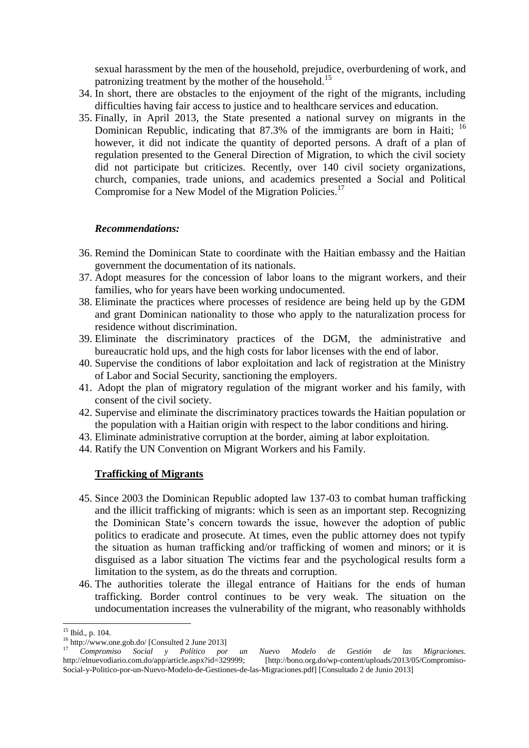sexual harassment by the men of the household, prejudice, overburdening of work, and patronizing treatment by the mother of the household.[15]

34. In short, there are obstacles to the enjoyment of the right of the migrants, including difficulties having fair access to justice and to healthcare services and education.
35. Finally, in April 2013, the State presented a national survey on migrants in the Dominican Republic, indicating that 87.3% of the immigrants are born in Haiti; [16] however, it did not indicate the quantity of deported persons. A draft of a plan of regulation presented to the General Direction of Migration, to which the civil society did not participate but criticizes. Recently, over 140 civil society organizations, church, companies, trade unions, and academics presented a Social and Political Compromise for a New Model of the Migration Policies.[17]

***Recommendations:***

36. Remind the Dominican State to coordinate with the Haitian embassy and the Haitian government the documentation of its nationals.
37. Adopt measures for the concession of labor loans to the migrant workers, and their families, who for years have been working undocumented.
38. Eliminate the practices where processes of residence are being held up by the GDM and grant Dominican nationality to those who apply to the naturalization process for residence without discrimination.
39. Eliminate the discriminatory practices of the DGM, the administrative and bureaucratic hold ups, and the high costs for labor licenses with the end of labor.
40. Supervise the conditions of labor exploitation and lack of registration at the Ministry of Labor and Social Security, sanctioning the employers.
41. Adopt the plan of migratory regulation of the migrant worker and his family, with consent of the civil society.
42. Supervise and eliminate the discriminatory practices towards the Haitian population or the population with a Haitian origin with respect to the labor conditions and hiring.
43. Eliminate administrative corruption at the border, aiming at labor exploitation.
44. Ratify the UN Convention on Migrant Workers and his Family.

**<u>Trafficking of Migrants</u>**

45. Since 2003 the Dominican Republic adopted law 137-03 to combat human trafficking and the illicit trafficking of migrants: which is seen as an important step. Recognizing the Dominican State's concern towards the issue, however the adoption of public politics to eradicate and prosecute. At times, even the public attorney does not typify the situation as human trafficking and/or trafficking of women and minors; or it is disguised as a labor situation The victims fear and the psychological results form a limitation to the system, as do the threats and corruption.
46. The authorities tolerate the illegal entrance of Haitians for the ends of human trafficking. Border control continues to be very weak. The situation on the undocumentation increases the vulnerability of the migrant, who reasonably withholds

---

[15] Ibíd., p. 104.

[16] http://www.one.gob.do/ [Consulted 2 June 2013]

[17] *Compromiso Social y Político por un Nuevo Modelo de Gestión de las Migraciones.* http://elnuevodiario.com.do/app/article.aspx?id=329999; [http://bono.org.do/wp-content/uploads/2013/05/Compromiso-Social-y-Politico-por-un-Nuevo-Modelo-de-Gestiones-de-las-Migraciones.pdf] [Consultado 2 de Junio 2013]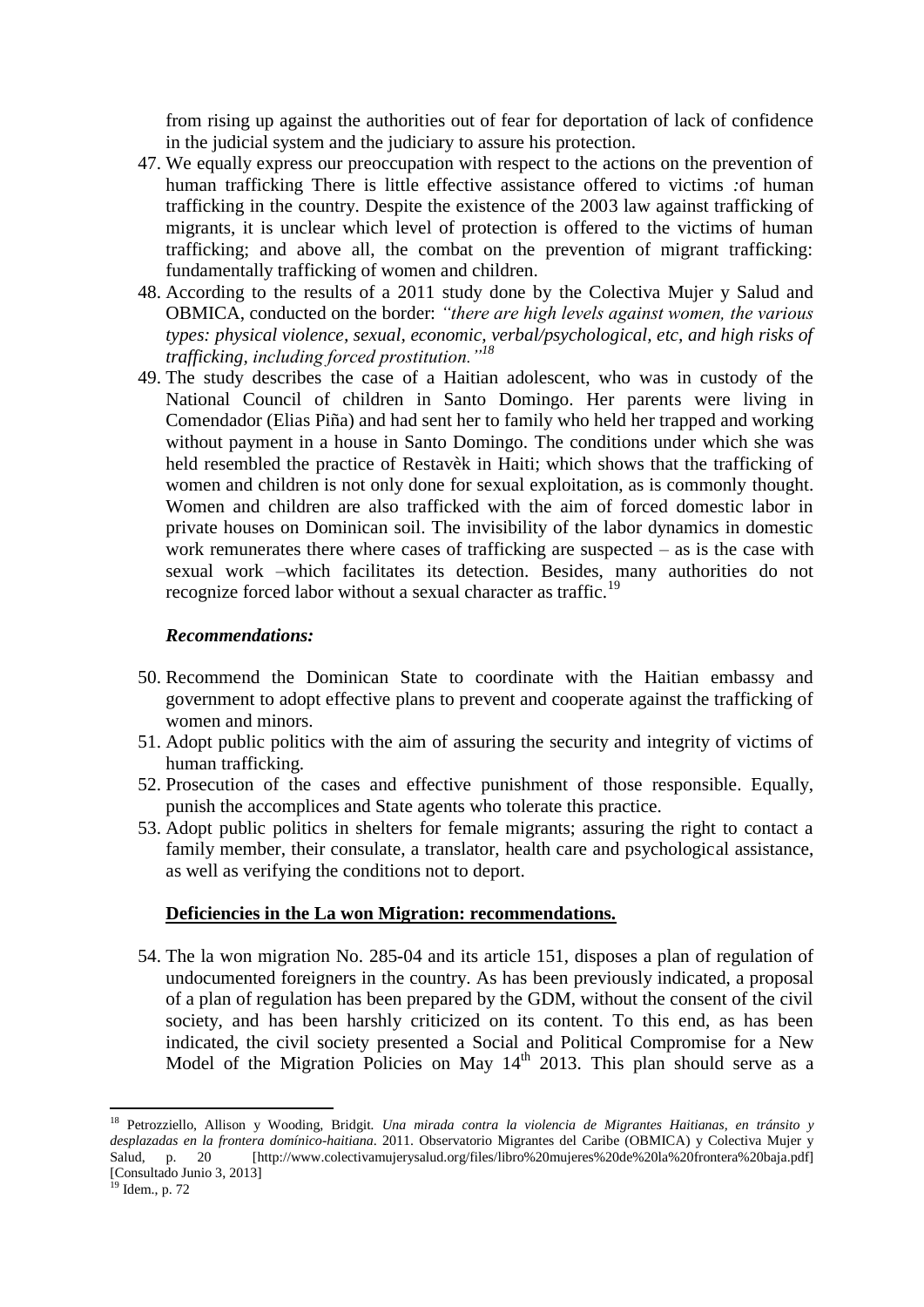from rising up against the authorities out of fear for deportation of lack of confidence in the judicial system and the judiciary to assure his protection.

47. We equally express our preoccupation with respect to the actions on the prevention of human trafficking There is little effective assistance offered to victims :of human trafficking in the country. Despite the existence of the 2003 law against trafficking of migrants, it is unclear which level of protection is offered to the victims of human trafficking; and above all, the combat on the prevention of migrant trafficking: fundamentally trafficking of women and children.
48. According to the results of a 2011 study done by the Colectiva Mujer y Salud and OBMICA, conducted on the border: *"there are high levels against women, the various types: physical violence, sexual, economic, verbal/psychological, etc, and high risks of trafficking, including forced prostitution."*[18]
49. The study describes the case of a Haitian adolescent, who was in custody of the National Council of children in Santo Domingo. Her parents were living in Comendador (Elias Piña) and had sent her to family who held her trapped and working without payment in a house in Santo Domingo. The conditions under which she was held resembled the practice of Restavèk in Haiti; which shows that the trafficking of women and children is not only done for sexual exploitation, as is commonly thought. Women and children are also trafficked with the aim of forced domestic labor in private houses on Dominican soil. The invisibility of the labor dynamics in domestic work remunerates there where cases of trafficking are suspected – as is the case with sexual work –which facilitates its detection. Besides, many authorities do not recognize forced labor without a sexual character as traffic.[19]

***Recommendations:***

50. Recommend the Dominican State to coordinate with the Haitian embassy and government to adopt effective plans to prevent and cooperate against the trafficking of women and minors.
51. Adopt public politics with the aim of assuring the security and integrity of victims of human trafficking.
52. Prosecution of the cases and effective punishment of those responsible. Equally, punish the accomplices and State agents who tolerate this practice.
53. Adopt public politics in shelters for female migrants; assuring the right to contact a family member, their consulate, a translator, health care and psychological assistance, as well as verifying the conditions not to deport.

**Deficiencies in the La won Migration: recommendations.**

54. The la won migration No. 285-04 and its article 151, disposes a plan of regulation of undocumented foreigners in the country. As has been previously indicated, a proposal of a plan of regulation has been prepared by the GDM, without the consent of the civil society, and has been harshly criticized on its content. To this end, as has been indicated, the civil society presented a Social and Political Compromise for a New Model of the Migration Policies on May 14th 2013. This plan should serve as a

---

[18] Petrozziello, Allison y Wooding, Bridgit. *Una mirada contra la violencia de Migrantes Haitianas, en tránsito y desplazadas en la frontera domínico-haitiana*. 2011. Observatorio Migrantes del Caribe (OBMICA) y Colectiva Mujer y Salud, p. 20 [http://www.colectivamujerysalud.org/files/libro%20mujeres%20de%20la%20frontera%20baja.pdf] [Consultado Junio 3, 2013]

[19] Idem., p. 72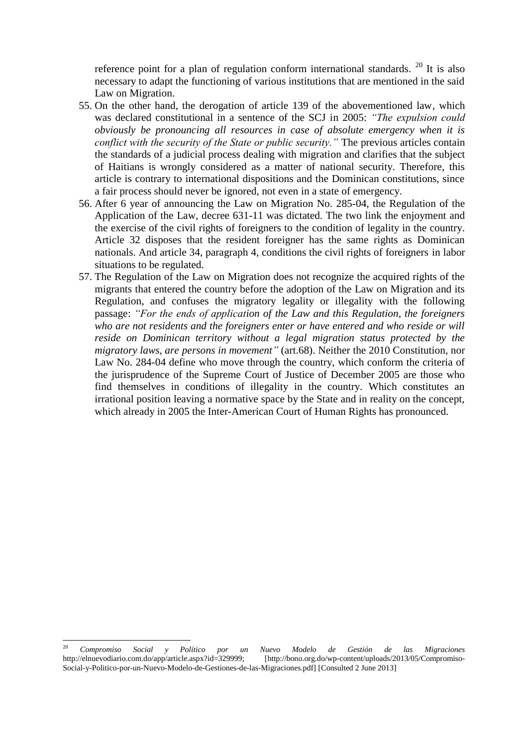reference point for a plan of regulation conform international standards. [20] It is also necessary to adapt the functioning of various institutions that are mentioned in the said Law on Migration.

55. On the other hand, the derogation of article 139 of the abovementioned law, which was declared constitutional in a sentence of the SCJ in 2005: *"The expulsion could obviously be pronouncing all resources in case of absolute emergency when it is conflict with the security of the State or public security."* The previous articles contain the standards of a judicial process dealing with migration and clarifies that the subject of Haitians is wrongly considered as a matter of national security. Therefore, this article is contrary to international dispositions and the Dominican constitutions, since a fair process should never be ignored, not even in a state of emergency.
56. After 6 year of announcing the Law on Migration No. 285-04, the Regulation of the Application of the Law, decree 631-11 was dictated. The two link the enjoyment and the exercise of the civil rights of foreigners to the condition of legality in the country. Article 32 disposes that the resident foreigner has the same rights as Dominican nationals. And article 34, paragraph 4, conditions the civil rights of foreigners in labor situations to be regulated.
57. The Regulation of the Law on Migration does not recognize the acquired rights of the migrants that entered the country before the adoption of the Law on Migration and its Regulation, and confuses the migratory legality or illegality with the following passage: *"For the ends of application of the Law and this Regulation, the foreigners who are not residents and the foreigners enter or have entered and who reside or will reside on Dominican territory without a legal migration status protected by the migratory laws, are persons in movement"* (art.68). Neither the 2010 Constitution, nor Law No. 284-04 define who move through the country, which conform the criteria of the jurisprudence of the Supreme Court of Justice of December 2005 are those who find themselves in conditions of illegality in the country. Which constitutes an irrational position leaving a normative space by the State and in reality on the concept, which already in 2005 the Inter-American Court of Human Rights has pronounced.

---

[20] *Compromiso Social y Político por un Nuevo Modelo de Gestión de las Migraciones* http://elnuevodiario.com.do/app/article.aspx?id=329999; [http://bono.org.do/wp-content/uploads/2013/05/Compromiso-Social-y-Politico-por-un-Nuevo-Modelo-de-Gestiones-de-las-Migraciones.pdf] [Consulted 2 June 2013]